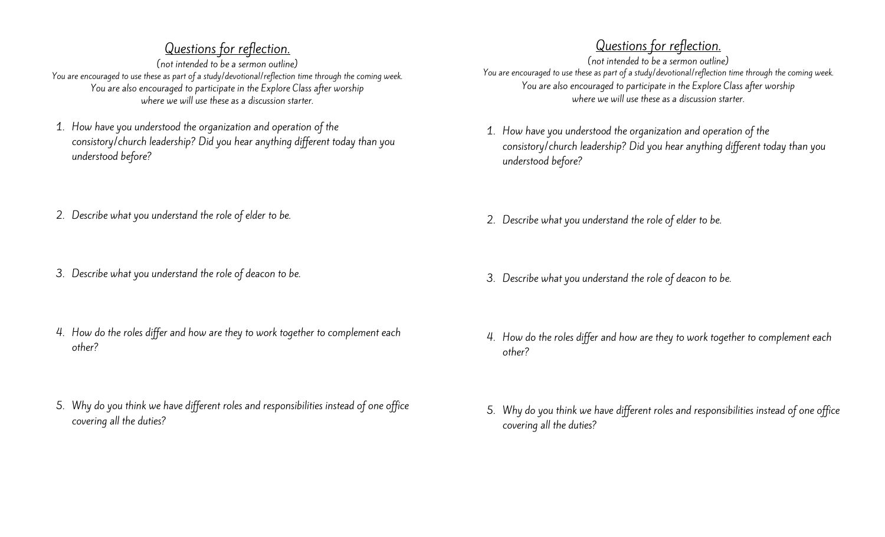## Questions for reflection.

*(not intended to be a sermon outline)*

*You are encouraged to use these as part of a study/devotional/reflection time through the coming week.*

*You are also encouraged to participate in the Explore Class after worship where we will use these as a discussion starter.*

1. *How have you understood the organization and operation of the consistory/church leadership? Did you hear anything different today than you understood before?*

2. *Describe what you understand the role of elder to be.*

3. *Describe what you understand the role of deacon to be.*

4. *How do the roles differ and how are they to work together to complement each other?*

5. *Why do you think we have different roles and responsibilities instead of one office covering all the duties?*

## Questions for reflection.

*(not intended to be a sermon outline)*

*You are encouraged to use these as part of a study/devotional/reflection time through the coming week.*

*You are also encouraged to participate in the Explore Class after worship where we will use these as a discussion starter.*

1. *How have you understood the organization and operation of the consistory/church leadership? Did you hear anything different today than you understood before?*

2. *Describe what you understand the role of elder to be.*

3. *Describe what you understand the role of deacon to be.*

4. *How do the roles differ and how are they to work together to complement each other?*

5. *Why do you think we have different roles and responsibilities instead of one office covering all the duties?*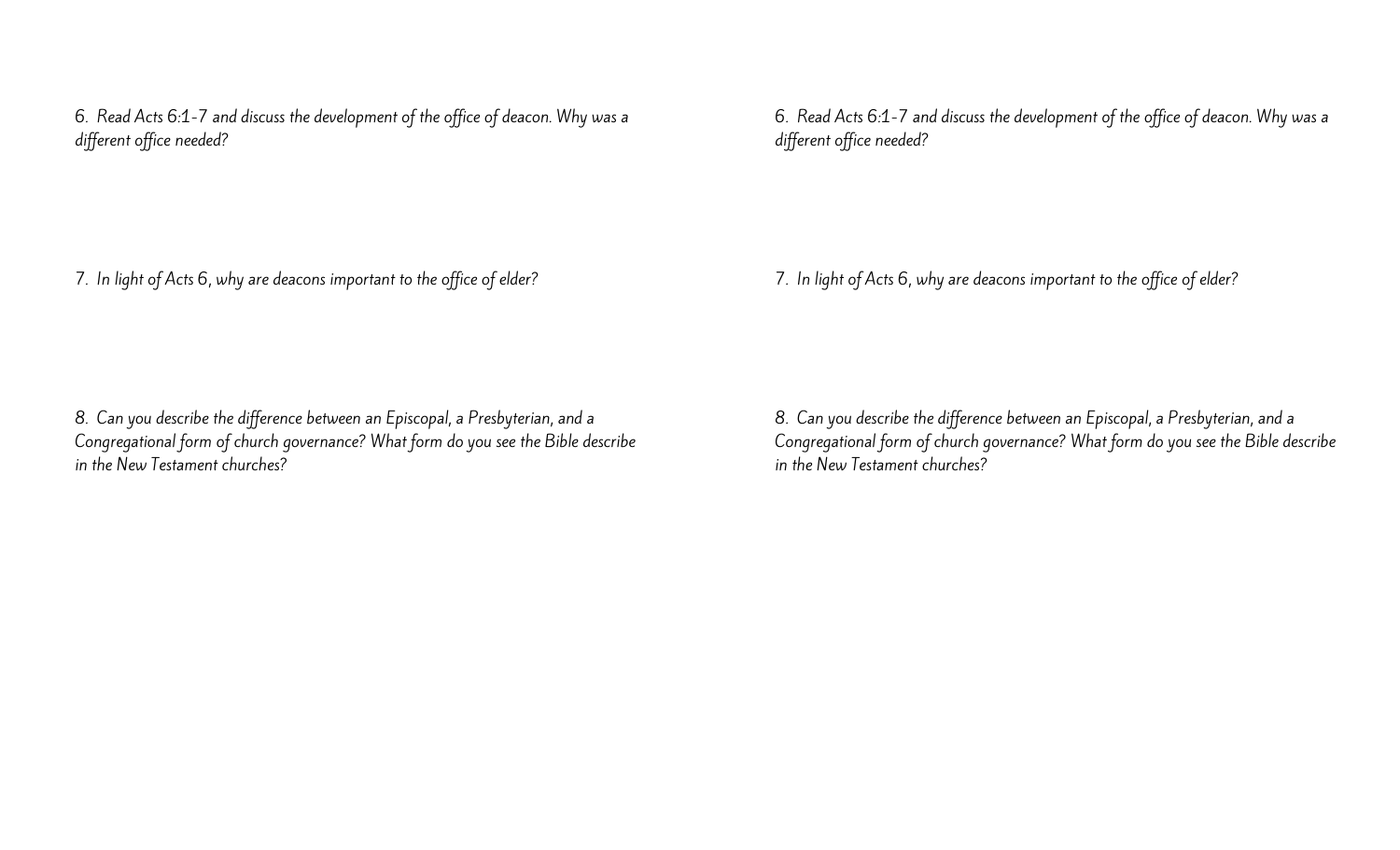*6. Read Acts 6:1-7 and discuss the development of the office of deacon. Why was a different office needed?*

*7. In light of Acts 6, why are deacons important to the office of elder?*

*8. Can you describe the difference between an Episcopal, a Presbyterian, and a Congregational form of church governance? What form do you see the Bible describe in the New Testament churches?*

*6. Read Acts 6:1-7 and discuss the development of the office of deacon. Why was a different office needed?*

*7. In light of Acts 6, why are deacons important to the office of elder?*

*8. Can you describe the difference between an Episcopal, a Presbyterian, and a Congregational form of church governance? What form do you see the Bible describe in the New Testament churches?*